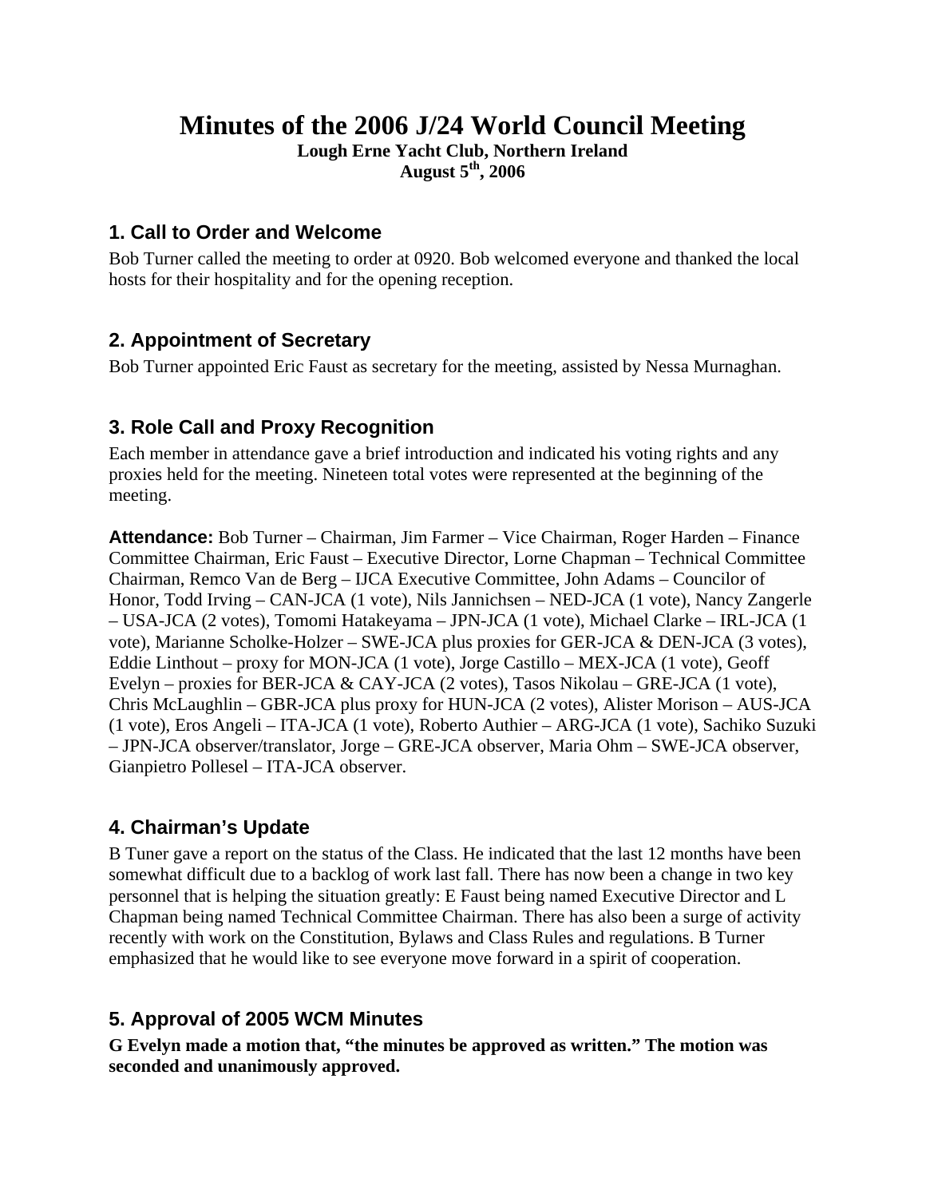# Minutes of the 2006 J/24 World Council Meeting

**Lough Erne Yacht Club, Northern Ireland**
**August 5th, 2006**

## 1. Call to Order and Welcome

Bob Turner called the meeting to order at 0920. Bob welcomed everyone and thanked the local hosts for their hospitality and for the opening reception.

## 2. Appointment of Secretary

Bob Turner appointed Eric Faust as secretary for the meeting, assisted by Nessa Murnaghan.

## 3. Role Call and Proxy Recognition

Each member in attendance gave a brief introduction and indicated his voting rights and any proxies held for the meeting. Nineteen total votes were represented at the beginning of the meeting.

**Attendance:** Bob Turner – Chairman, Jim Farmer – Vice Chairman, Roger Harden – Finance Committee Chairman, Eric Faust – Executive Director, Lorne Chapman – Technical Committee Chairman, Remco Van de Berg – IJCA Executive Committee, John Adams – Councilor of Honor, Todd Irving – CAN-JCA (1 vote), Nils Jannichsen – NED-JCA (1 vote), Nancy Zangerle – USA-JCA (2 votes), Tomomi Hatakeyama – JPN-JCA (1 vote), Michael Clarke – IRL-JCA (1 vote), Marianne Scholke-Holzer – SWE-JCA plus proxies for GER-JCA & DEN-JCA (3 votes), Eddie Linthout – proxy for MON-JCA (1 vote), Jorge Castillo – MEX-JCA (1 vote), Geoff Evelyn – proxies for BER-JCA & CAY-JCA (2 votes), Tasos Nikolau – GRE-JCA (1 vote), Chris McLaughlin – GBR-JCA plus proxy for HUN-JCA (2 votes), Alister Morison – AUS-JCA (1 vote), Eros Angeli – ITA-JCA (1 vote), Roberto Authier – ARG-JCA (1 vote), Sachiko Suzuki – JPN-JCA observer/translator, Jorge – GRE-JCA observer, Maria Ohm – SWE-JCA observer, Gianpietro Pollesel – ITA-JCA observer.

## 4. Chairman's Update

B Tuner gave a report on the status of the Class. He indicated that the last 12 months have been somewhat difficult due to a backlog of work last fall. There has now been a change in two key personnel that is helping the situation greatly: E Faust being named Executive Director and L Chapman being named Technical Committee Chairman. There has also been a surge of activity recently with work on the Constitution, Bylaws and Class Rules and regulations. B Turner emphasized that he would like to see everyone move forward in a spirit of cooperation.

## 5. Approval of 2005 WCM Minutes

**G Evelyn made a motion that, "the minutes be approved as written." The motion was seconded and unanimously approved.**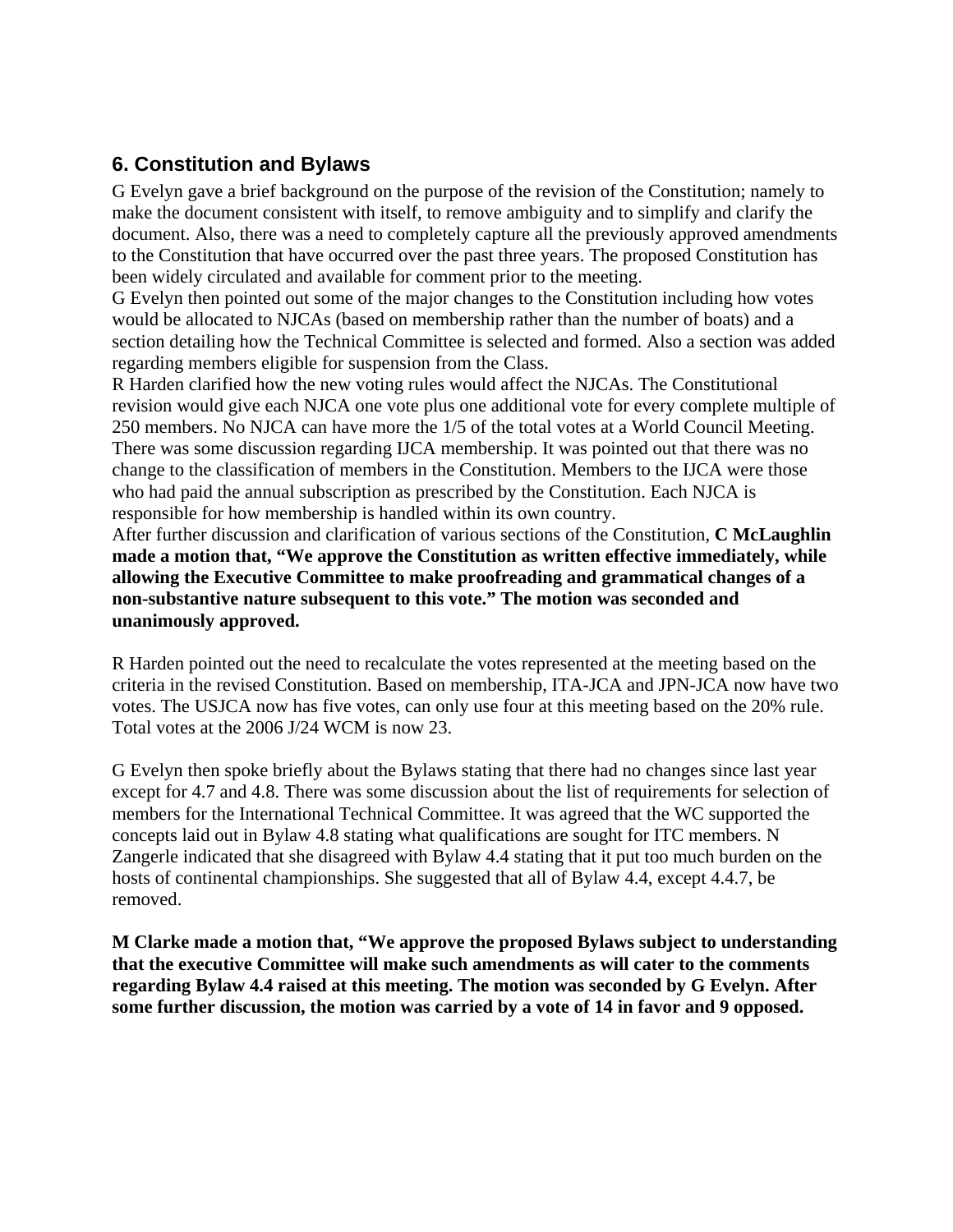## 6. Constitution and Bylaws

G Evelyn gave a brief background on the purpose of the revision of the Constitution; namely to make the document consistent with itself, to remove ambiguity and to simplify and clarify the document. Also, there was a need to completely capture all the previously approved amendments to the Constitution that have occurred over the past three years. The proposed Constitution has been widely circulated and available for comment prior to the meeting.

G Evelyn then pointed out some of the major changes to the Constitution including how votes would be allocated to NJCAs (based on membership rather than the number of boats) and a section detailing how the Technical Committee is selected and formed. Also a section was added regarding members eligible for suspension from the Class.

R Harden clarified how the new voting rules would affect the NJCAs. The Constitutional revision would give each NJCA one vote plus one additional vote for every complete multiple of 250 members. No NJCA can have more the 1/5 of the total votes at a World Council Meeting.

There was some discussion regarding IJCA membership. It was pointed out that there was no change to the classification of members in the Constitution. Members to the IJCA were those who had paid the annual subscription as prescribed by the Constitution. Each NJCA is responsible for how membership is handled within its own country.

After further discussion and clarification of various sections of the Constitution, **C McLaughlin made a motion that, "We approve the Constitution as written effective immediately, while allowing the Executive Committee to make proofreading and grammatical changes of a non-substantive nature subsequent to this vote." The motion was seconded and unanimously approved.**

R Harden pointed out the need to recalculate the votes represented at the meeting based on the criteria in the revised Constitution. Based on membership, ITA-JCA and JPN-JCA now have two votes. The USJCA now has five votes, can only use four at this meeting based on the 20% rule. Total votes at the 2006 J/24 WCM is now 23.

G Evelyn then spoke briefly about the Bylaws stating that there had no changes since last year except for 4.7 and 4.8. There was some discussion about the list of requirements for selection of members for the International Technical Committee. It was agreed that the WC supported the concepts laid out in Bylaw 4.8 stating what qualifications are sought for ITC members. N Zangerle indicated that she disagreed with Bylaw 4.4 stating that it put too much burden on the hosts of continental championships. She suggested that all of Bylaw 4.4, except 4.4.7, be removed.

**M Clarke made a motion that, "We approve the proposed Bylaws subject to understanding that the executive Committee will make such amendments as will cater to the comments regarding Bylaw 4.4 raised at this meeting. The motion was seconded by G Evelyn. After some further discussion, the motion was carried by a vote of 14 in favor and 9 opposed.**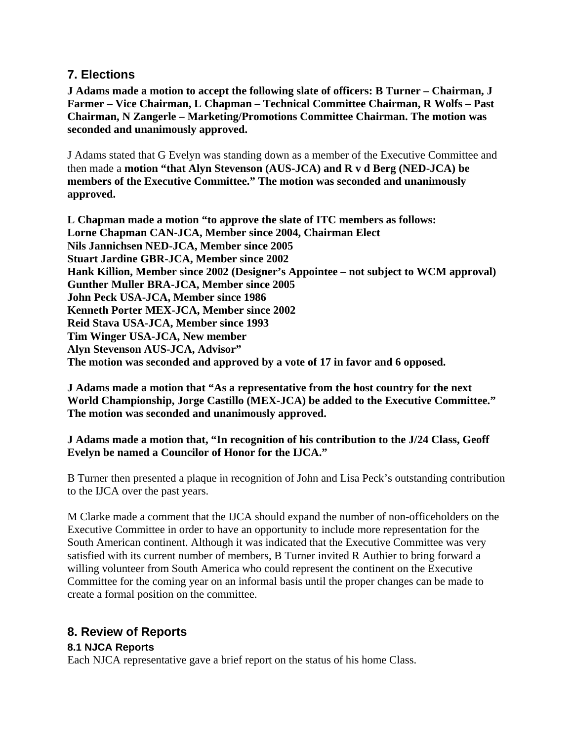## 7. Elections

**J Adams made a motion to accept the following slate of officers: B Turner – Chairman, J Farmer – Vice Chairman, L Chapman – Technical Committee Chairman, R Wolfs – Past Chairman, N Zangerle – Marketing/Promotions Committee Chairman. The motion was seconded and unanimously approved.**

J Adams stated that G Evelyn was standing down as a member of the Executive Committee and then made a **motion "that Alyn Stevenson (AUS-JCA) and R v d Berg (NED-JCA) be members of the Executive Committee." The motion was seconded and unanimously approved.**

**L Chapman made a motion "to approve the slate of ITC members as follows:**
**Lorne Chapman CAN-JCA, Member since 2004, Chairman Elect**
**Nils Jannichsen NED-JCA, Member since 2005**
**Stuart Jardine GBR-JCA, Member since 2002**
**Hank Killion, Member since 2002 (Designer's Appointee – not subject to WCM approval)**
**Gunther Muller BRA-JCA, Member since 2005**
**John Peck USA-JCA, Member since 1986**
**Kenneth Porter MEX-JCA, Member since 2002**
**Reid Stava USA-JCA, Member since 1993**
**Tim Winger USA-JCA, New member**
**Alyn Stevenson AUS-JCA, Advisor"**
**The motion was seconded and approved by a vote of 17 in favor and 6 opposed.**

**J Adams made a motion that "As a representative from the host country for the next World Championship, Jorge Castillo (MEX-JCA) be added to the Executive Committee." The motion was seconded and unanimously approved.**

**J Adams made a motion that, "In recognition of his contribution to the J/24 Class, Geoff Evelyn be named a Councilor of Honor for the IJCA."**

B Turner then presented a plaque in recognition of John and Lisa Peck's outstanding contribution to the IJCA over the past years.

M Clarke made a comment that the IJCA should expand the number of non-officeholders on the Executive Committee in order to have an opportunity to include more representation for the South American continent. Although it was indicated that the Executive Committee was very satisfied with its current number of members, B Turner invited R Authier to bring forward a willing volunteer from South America who could represent the continent on the Executive Committee for the coming year on an informal basis until the proper changes can be made to create a formal position on the committee.

## 8. Review of Reports

### 8.1 NJCA Reports

Each NJCA representative gave a brief report on the status of his home Class.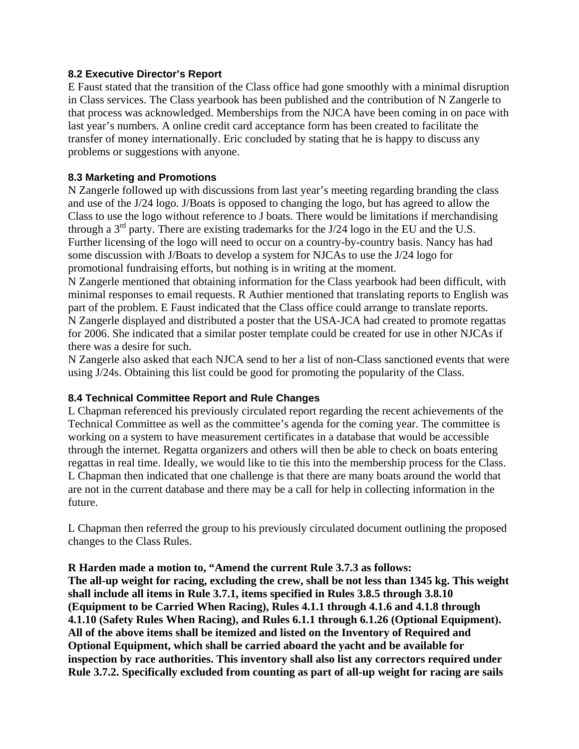### 8.2 Executive Director's Report

E Faust stated that the transition of the Class office had gone smoothly with a minimal disruption in Class services. The Class yearbook has been published and the contribution of N Zangerle to that process was acknowledged. Memberships from the NJCA have been coming in on pace with last year's numbers. A online credit card acceptance form has been created to facilitate the transfer of money internationally. Eric concluded by stating that he is happy to discuss any problems or suggestions with anyone.

### 8.3 Marketing and Promotions

N Zangerle followed up with discussions from last year's meeting regarding branding the class and use of the J/24 logo. J/Boats is opposed to changing the logo, but has agreed to allow the Class to use the logo without reference to J boats. There would be limitations if merchandising through a 3rd party. There are existing trademarks for the J/24 logo in the EU and the U.S. Further licensing of the logo will need to occur on a country-by-country basis. Nancy has had some discussion with J/Boats to develop a system for NJCAs to use the J/24 logo for promotional fundraising efforts, but nothing is in writing at the moment.

N Zangerle mentioned that obtaining information for the Class yearbook had been difficult, with minimal responses to email requests. R Authier mentioned that translating reports to English was part of the problem. E Faust indicated that the Class office could arrange to translate reports.

N Zangerle displayed and distributed a poster that the USA-JCA had created to promote regattas for 2006. She indicated that a similar poster template could be created for use in other NJCAs if there was a desire for such.

N Zangerle also asked that each NJCA send to her a list of non-Class sanctioned events that were using J/24s. Obtaining this list could be good for promoting the popularity of the Class.

### 8.4 Technical Committee Report and Rule Changes

L Chapman referenced his previously circulated report regarding the recent achievements of the Technical Committee as well as the committee's agenda for the coming year. The committee is working on a system to have measurement certificates in a database that would be accessible through the internet. Regatta organizers and others will then be able to check on boats entering regattas in real time. Ideally, we would like to tie this into the membership process for the Class. L Chapman then indicated that one challenge is that there are many boats around the world that are not in the current database and there may be a call for help in collecting information in the future.

L Chapman then referred the group to his previously circulated document outlining the proposed changes to the Class Rules.

**R Harden made a motion to, "Amend the current Rule 3.7.3 as follows:
The all-up weight for racing, excluding the crew, shall be not less than 1345 kg. This weight shall include all items in Rule 3.7.1, items specified in Rules 3.8.5 through 3.8.10 (Equipment to be Carried When Racing), Rules 4.1.1 through 4.1.6 and 4.1.8 through 4.1.10 (Safety Rules When Racing), and Rules 6.1.1 through 6.1.26 (Optional Equipment). All of the above items shall be itemized and listed on the Inventory of Required and Optional Equipment, which shall be carried aboard the yacht and be available for inspection by race authorities. This inventory shall also list any correctors required under Rule 3.7.2. Specifically excluded from counting as part of all-up weight for racing are sails**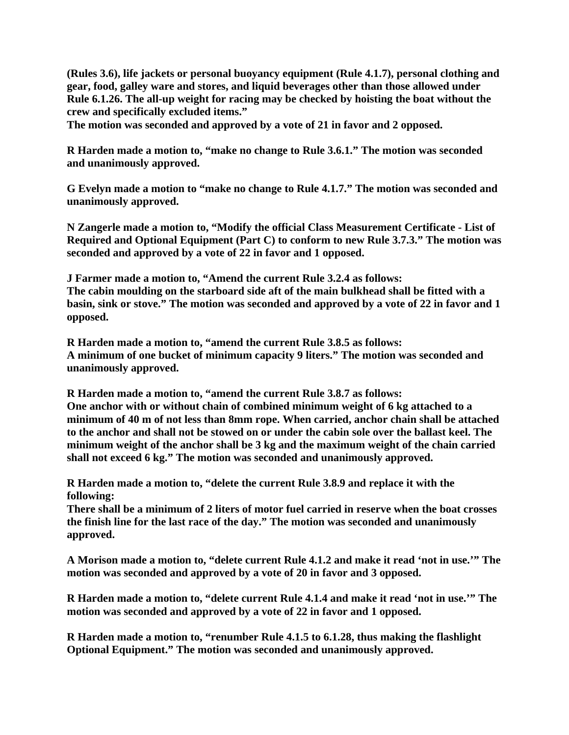**(Rules 3.6), life jackets or personal buoyancy equipment (Rule 4.1.7), personal clothing and gear, food, galley ware and stores, and liquid beverages other than those allowed under Rule 6.1.26. The all-up weight for racing may be checked by hoisting the boat without the crew and specifically excluded items."**
**The motion was seconded and approved by a vote of 21 in favor and 2 opposed.**

**R Harden made a motion to, "make no change to Rule 3.6.1." The motion was seconded and unanimously approved.**

**G Evelyn made a motion to "make no change to Rule 4.1.7." The motion was seconded and unanimously approved.**

**N Zangerle made a motion to, "Modify the official Class Measurement Certificate - List of Required and Optional Equipment (Part C) to conform to new Rule 3.7.3." The motion was seconded and approved by a vote of 22 in favor and 1 opposed.**

**J Farmer made a motion to, "Amend the current Rule 3.2.4 as follows:**
**The cabin moulding on the starboard side aft of the main bulkhead shall be fitted with a basin, sink or stove." The motion was seconded and approved by a vote of 22 in favor and 1 opposed.**

**R Harden made a motion to, "amend the current Rule 3.8.5 as follows:**
**A minimum of one bucket of minimum capacity 9 liters." The motion was seconded and unanimously approved.**

**R Harden made a motion to, "amend the current Rule 3.8.7 as follows:**
**One anchor with or without chain of combined minimum weight of 6 kg attached to a minimum of 40 m of not less than 8mm rope. When carried, anchor chain shall be attached to the anchor and shall not be stowed on or under the cabin sole over the ballast keel. The minimum weight of the anchor shall be 3 kg and the maximum weight of the chain carried shall not exceed 6 kg." The motion was seconded and unanimously approved.**

**R Harden made a motion to, "delete the current Rule 3.8.9 and replace it with the following:**
**There shall be a minimum of 2 liters of motor fuel carried in reserve when the boat crosses the finish line for the last race of the day." The motion was seconded and unanimously approved.**

**A Morison made a motion to, "delete current Rule 4.1.2 and make it read 'not in use.'" The motion was seconded and approved by a vote of 20 in favor and 3 opposed.**

**R Harden made a motion to, "delete current Rule 4.1.4 and make it read 'not in use.'" The motion was seconded and approved by a vote of 22 in favor and 1 opposed.**

**R Harden made a motion to, "renumber Rule 4.1.5 to 6.1.28, thus making the flashlight Optional Equipment." The motion was seconded and unanimously approved.**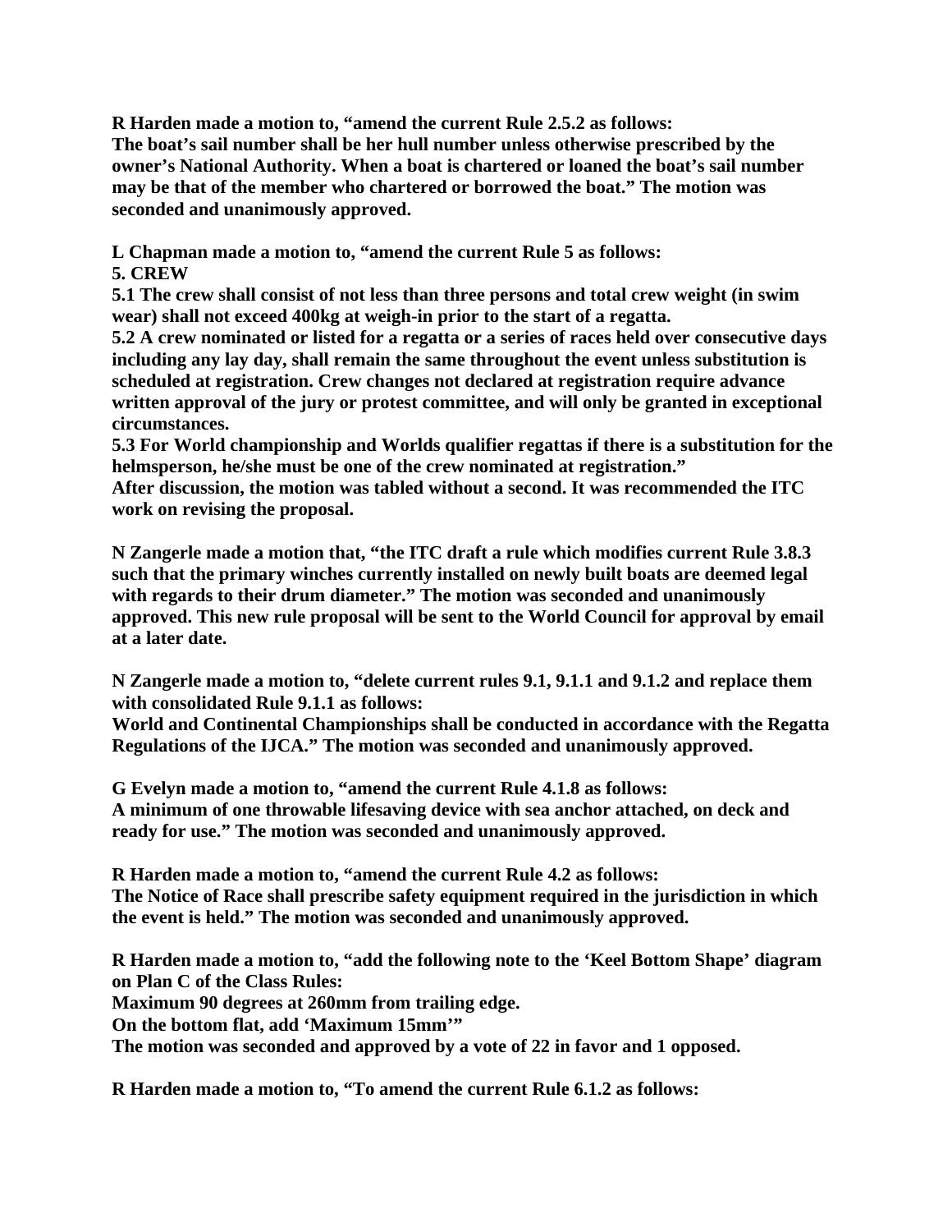**R Harden made a motion to, "amend the current Rule 2.5.2 as follows:**
**The boat's sail number shall be her hull number unless otherwise prescribed by the owner's National Authority. When a boat is chartered or loaned the boat's sail number may be that of the member who chartered or borrowed the boat." The motion was seconded and unanimously approved.**

**L Chapman made a motion to, "amend the current Rule 5 as follows:**
**5. CREW**
**5.1 The crew shall consist of not less than three persons and total crew weight (in swim wear) shall not exceed 400kg at weigh-in prior to the start of a regatta.**
**5.2 A crew nominated or listed for a regatta or a series of races held over consecutive days including any lay day, shall remain the same throughout the event unless substitution is scheduled at registration. Crew changes not declared at registration require advance written approval of the jury or protest committee, and will only be granted in exceptional circumstances.**
**5.3 For World championship and Worlds qualifier regattas if there is a substitution for the helmsperson, he/she must be one of the crew nominated at registration."**
**After discussion, the motion was tabled without a second. It was recommended the ITC work on revising the proposal.**

**N Zangerle made a motion that, "the ITC draft a rule which modifies current Rule 3.8.3 such that the primary winches currently installed on newly built boats are deemed legal with regards to their drum diameter." The motion was seconded and unanimously approved. This new rule proposal will be sent to the World Council for approval by email at a later date.**

**N Zangerle made a motion to, "delete current rules 9.1, 9.1.1 and 9.1.2 and replace them with consolidated Rule 9.1.1 as follows:**
**World and Continental Championships shall be conducted in accordance with the Regatta Regulations of the IJCA." The motion was seconded and unanimously approved.**

**G Evelyn made a motion to, "amend the current Rule 4.1.8 as follows:**
**A minimum of one throwable lifesaving device with sea anchor attached, on deck and ready for use." The motion was seconded and unanimously approved.**

**R Harden made a motion to, "amend the current Rule 4.2 as follows:**
**The Notice of Race shall prescribe safety equipment required in the jurisdiction in which the event is held." The motion was seconded and unanimously approved.**

**R Harden made a motion to, "add the following note to the 'Keel Bottom Shape' diagram on Plan C of the Class Rules:**
**Maximum 90 degrees at 260mm from trailing edge.**
**On the bottom flat, add 'Maximum 15mm'"**
**The motion was seconded and approved by a vote of 22 in favor and 1 opposed.**

**R Harden made a motion to, "To amend the current Rule 6.1.2 as follows:**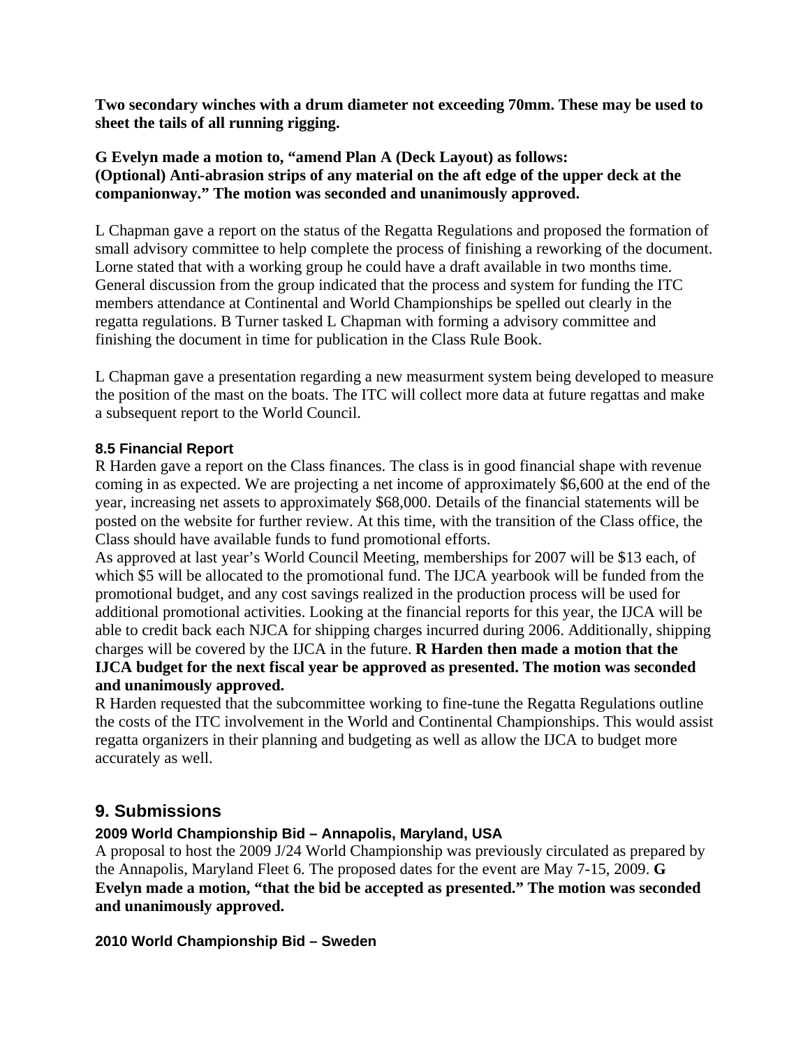**Two secondary winches with a drum diameter not exceeding 70mm. These may be used to sheet the tails of all running rigging.**

**G Evelyn made a motion to, "amend Plan A (Deck Layout) as follows: (Optional) Anti-abrasion strips of any material on the aft edge of the upper deck at the companionway." The motion was seconded and unanimously approved.**

L Chapman gave a report on the status of the Regatta Regulations and proposed the formation of small advisory committee to help complete the process of finishing a reworking of the document. Lorne stated that with a working group he could have a draft available in two months time. General discussion from the group indicated that the process and system for funding the ITC members attendance at Continental and World Championships be spelled out clearly in the regatta regulations. B Turner tasked L Chapman with forming a advisory committee and finishing the document in time for publication in the Class Rule Book.

L Chapman gave a presentation regarding a new measurment system being developed to measure the position of the mast on the boats. The ITC will collect more data at future regattas and make a subsequent report to the World Council.

### 8.5 Financial Report

R Harden gave a report on the Class finances. The class is in good financial shape with revenue coming in as expected. We are projecting a net income of approximately $6,600 at the end of the year, increasing net assets to approximately $68,000. Details of the financial statements will be posted on the website for further review. At this time, with the transition of the Class office, the Class should have available funds to fund promotional efforts.

As approved at last year's World Council Meeting, memberships for 2007 will be $13 each, of which $5 will be allocated to the promotional fund. The IJCA yearbook will be funded from the promotional budget, and any cost savings realized in the production process will be used for additional promotional activities. Looking at the financial reports for this year, the IJCA will be able to credit back each NJCA for shipping charges incurred during 2006. Additionally, shipping charges will be covered by the IJCA in the future. **R Harden then made a motion that the IJCA budget for the next fiscal year be approved as presented. The motion was seconded and unanimously approved.**

R Harden requested that the subcommittee working to fine-tune the Regatta Regulations outline the costs of the ITC involvement in the World and Continental Championships. This would assist regatta organizers in their planning and budgeting as well as allow the IJCA to budget more accurately as well.

## 9. Submissions

### 2009 World Championship Bid – Annapolis, Maryland, USA

A proposal to host the 2009 J/24 World Championship was previously circulated as prepared by the Annapolis, Maryland Fleet 6. The proposed dates for the event are May 7-15, 2009. **G Evelyn made a motion, "that the bid be accepted as presented." The motion was seconded and unanimously approved.**

### 2010 World Championship Bid – Sweden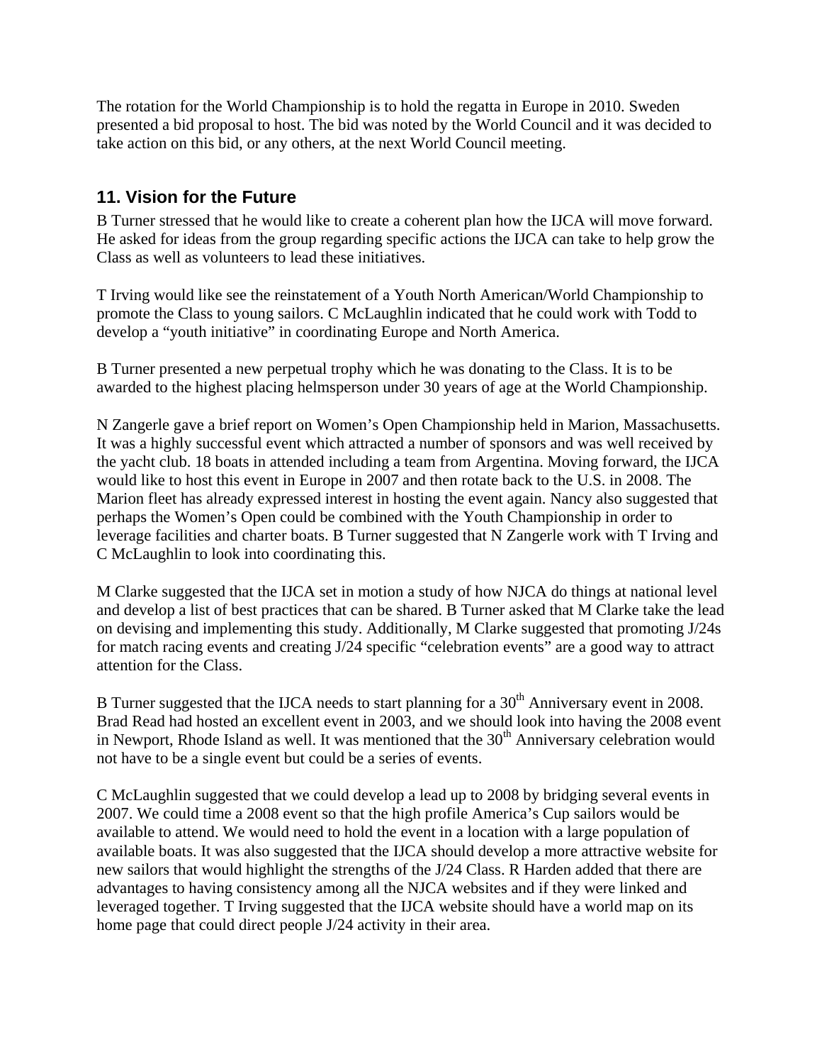The rotation for the World Championship is to hold the regatta in Europe in 2010. Sweden presented a bid proposal to host. The bid was noted by the World Council and it was decided to take action on this bid, or any others, at the next World Council meeting.

## 11. Vision for the Future

B Turner stressed that he would like to create a coherent plan how the IJCA will move forward. He asked for ideas from the group regarding specific actions the IJCA can take to help grow the Class as well as volunteers to lead these initiatives.

T Irving would like see the reinstatement of a Youth North American/World Championship to promote the Class to young sailors. C McLaughlin indicated that he could work with Todd to develop a "youth initiative" in coordinating Europe and North America.

B Turner presented a new perpetual trophy which he was donating to the Class. It is to be awarded to the highest placing helmsperson under 30 years of age at the World Championship.

N Zangerle gave a brief report on Women's Open Championship held in Marion, Massachusetts. It was a highly successful event which attracted a number of sponsors and was well received by the yacht club. 18 boats in attended including a team from Argentina. Moving forward, the IJCA would like to host this event in Europe in 2007 and then rotate back to the U.S. in 2008. The Marion fleet has already expressed interest in hosting the event again. Nancy also suggested that perhaps the Women's Open could be combined with the Youth Championship in order to leverage facilities and charter boats. B Turner suggested that N Zangerle work with T Irving and C McLaughlin to look into coordinating this.

M Clarke suggested that the IJCA set in motion a study of how NJCA do things at national level and develop a list of best practices that can be shared. B Turner asked that M Clarke take the lead on devising and implementing this study. Additionally, M Clarke suggested that promoting J/24s for match racing events and creating J/24 specific "celebration events" are a good way to attract attention for the Class.

B Turner suggested that the IJCA needs to start planning for a 30th Anniversary event in 2008. Brad Read had hosted an excellent event in 2003, and we should look into having the 2008 event in Newport, Rhode Island as well. It was mentioned that the 30th Anniversary celebration would not have to be a single event but could be a series of events.

C McLaughlin suggested that we could develop a lead up to 2008 by bridging several events in 2007. We could time a 2008 event so that the high profile America's Cup sailors would be available to attend. We would need to hold the event in a location with a large population of available boats. It was also suggested that the IJCA should develop a more attractive website for new sailors that would highlight the strengths of the J/24 Class. R Harden added that there are advantages to having consistency among all the NJCA websites and if they were linked and leveraged together. T Irving suggested that the IJCA website should have a world map on its home page that could direct people J/24 activity in their area.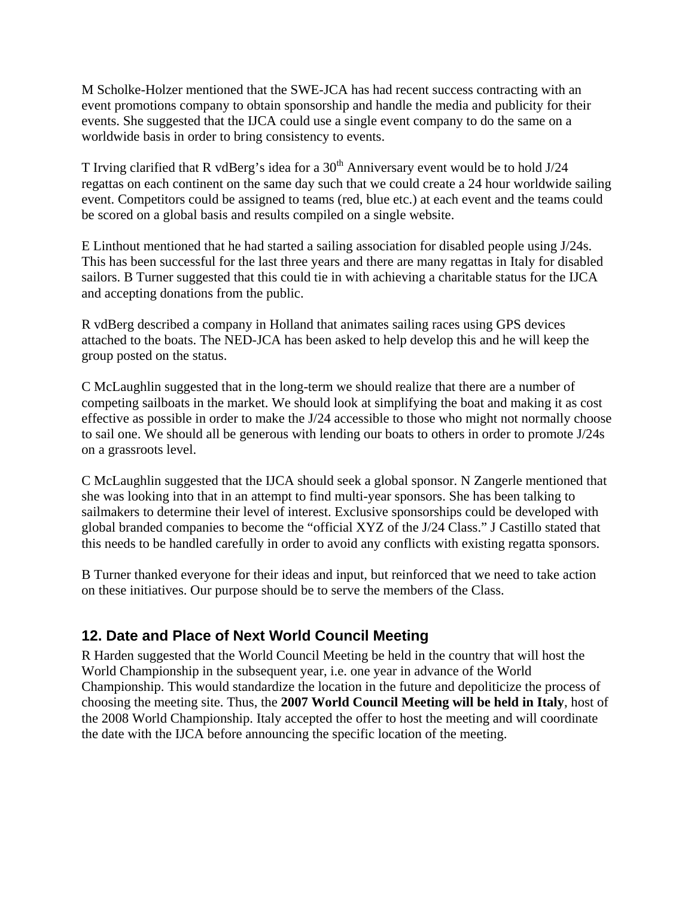M Scholke-Holzer mentioned that the SWE-JCA has had recent success contracting with an event promotions company to obtain sponsorship and handle the media and publicity for their events. She suggested that the IJCA could use a single event company to do the same on a worldwide basis in order to bring consistency to events.

T Irving clarified that R vdBerg's idea for a 30th Anniversary event would be to hold J/24 regattas on each continent on the same day such that we could create a 24 hour worldwide sailing event. Competitors could be assigned to teams (red, blue etc.) at each event and the teams could be scored on a global basis and results compiled on a single website.

E Linthout mentioned that he had started a sailing association for disabled people using J/24s. This has been successful for the last three years and there are many regattas in Italy for disabled sailors. B Turner suggested that this could tie in with achieving a charitable status for the IJCA and accepting donations from the public.

R vdBerg described a company in Holland that animates sailing races using GPS devices attached to the boats. The NED-JCA has been asked to help develop this and he will keep the group posted on the status.

C McLaughlin suggested that in the long-term we should realize that there are a number of competing sailboats in the market. We should look at simplifying the boat and making it as cost effective as possible in order to make the J/24 accessible to those who might not normally choose to sail one. We should all be generous with lending our boats to others in order to promote J/24s on a grassroots level.

C McLaughlin suggested that the IJCA should seek a global sponsor. N Zangerle mentioned that she was looking into that in an attempt to find multi-year sponsors. She has been talking to sailmakers to determine their level of interest. Exclusive sponsorships could be developed with global branded companies to become the "official XYZ of the J/24 Class." J Castillo stated that this needs to be handled carefully in order to avoid any conflicts with existing regatta sponsors.

B Turner thanked everyone for their ideas and input, but reinforced that we need to take action on these initiatives. Our purpose should be to serve the members of the Class.

## 12. Date and Place of Next World Council Meeting

R Harden suggested that the World Council Meeting be held in the country that will host the World Championship in the subsequent year, i.e. one year in advance of the World Championship. This would standardize the location in the future and depoliticize the process of choosing the meeting site. Thus, the **2007 World Council Meeting will be held in Italy**, host of the 2008 World Championship. Italy accepted the offer to host the meeting and will coordinate the date with the IJCA before announcing the specific location of the meeting.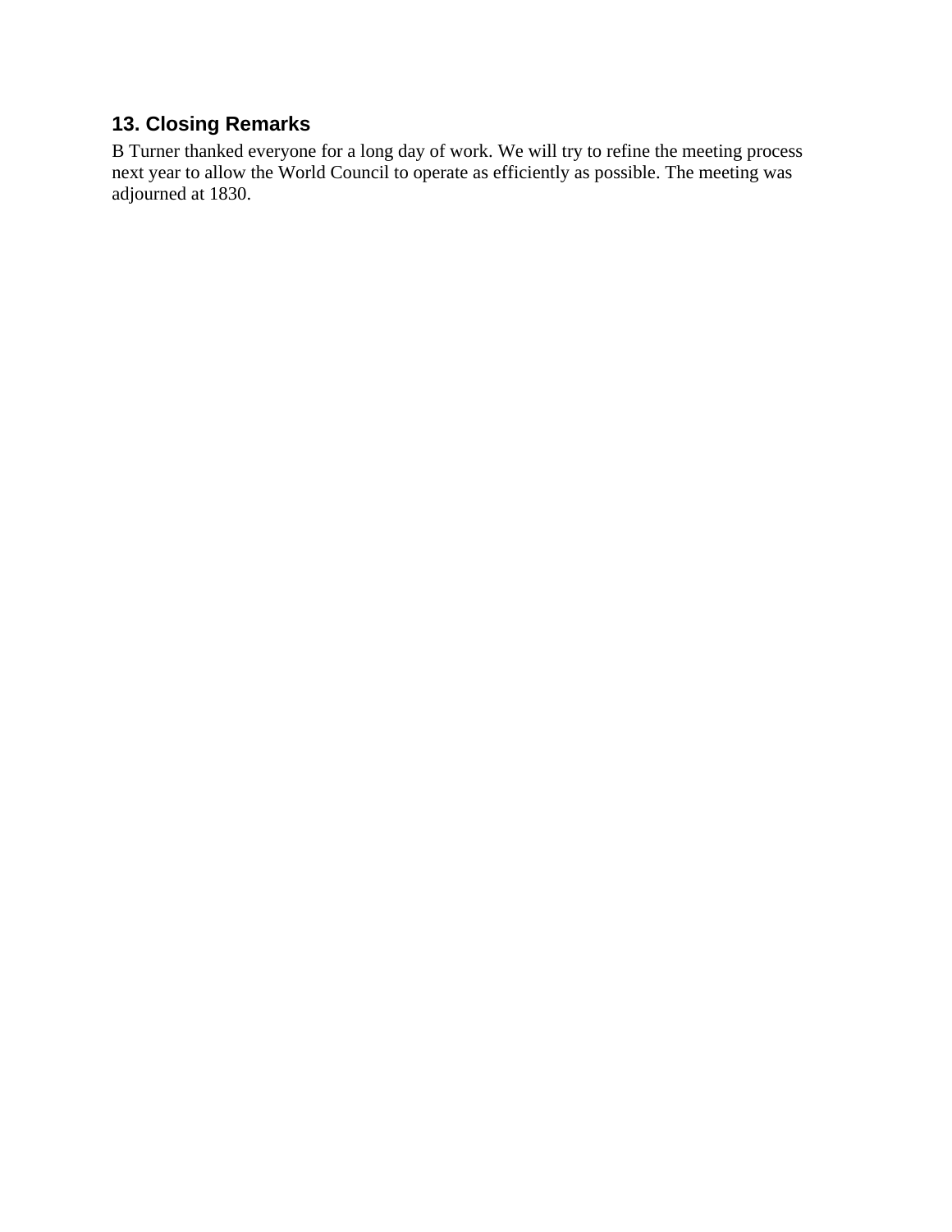## 13. Closing Remarks

B Turner thanked everyone for a long day of work. We will try to refine the meeting process next year to allow the World Council to operate as efficiently as possible. The meeting was adjourned at 1830.